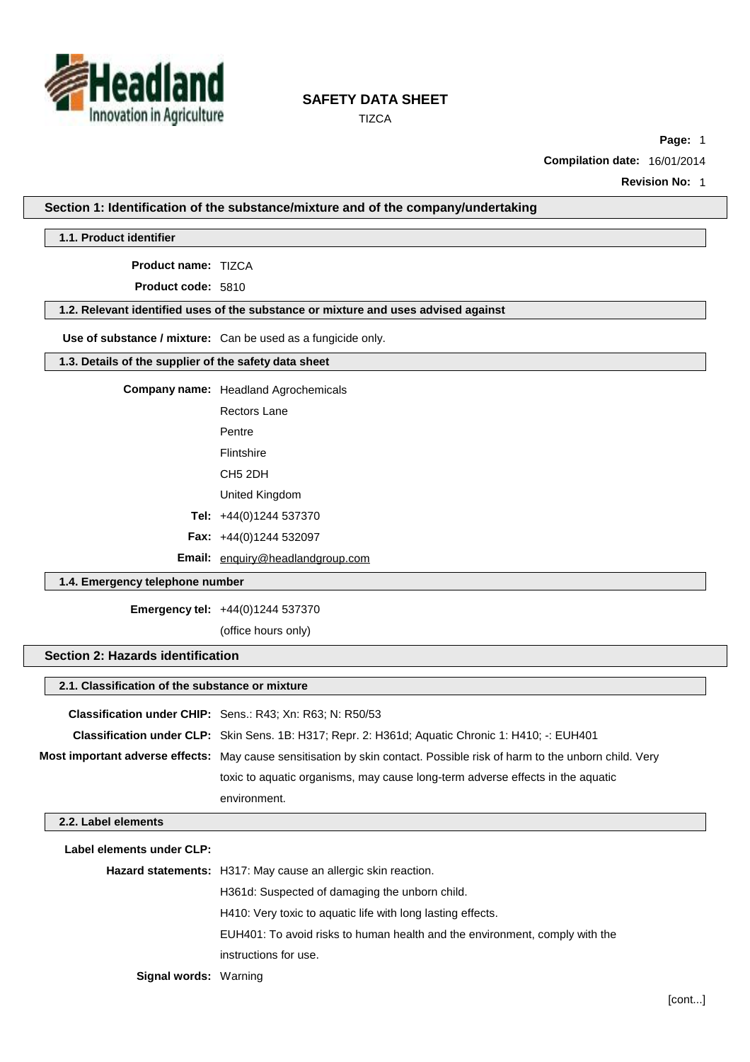# SAFETY DATA SHEET

TIZCA

**Compilation date:** 16/01/2014

**Revision No:** 1

## Section 1: Identification of the substance/mixture and of the company/undertaking

### 1.1. Product identifier

**Product name:** TIZCA

**Product code:** 5810

### 1.2. Relevant identified uses of the substance or mixture and uses advised against

**Use of substance / mixture:** Can be used as a fungicide only.

### 1.3. Details of the supplier of the safety data sheet

**Company name:** Headland Agrochemicals
Rectors Lane
Pentre
Flintshire
CH5 2DH
United Kingdom

**Tel:** +44(0)1244 537370

**Fax:** +44(0)1244 532097

**Email:** enquiry@headlandgroup.com

### 1.4. Emergency telephone number

**Emergency tel:** +44(0)1244 537370
(office hours only)

## Section 2: Hazards identification

### 2.1. Classification of the substance or mixture

**Classification under CHIP:** Sens.: R43; Xn: R63; N: R50/53

**Classification under CLP:** Skin Sens. 1B: H317; Repr. 2: H361d; Aquatic Chronic 1: H410; -: EUH401

**Most important adverse effects:** May cause sensitisation by skin contact. Possible risk of harm to the unborn child. Very toxic to aquatic organisms, may cause long-term adverse effects in the aquatic environment.

### 2.2. Label elements

**Label elements under CLP:**

**Hazard statements:** H317: May cause an allergic skin reaction.
H361d: Suspected of damaging the unborn child.
H410: Very toxic to aquatic life with long lasting effects.
EUH401: To avoid risks to human health and the environment, comply with the instructions for use.

**Signal words:** Warning

[cont...]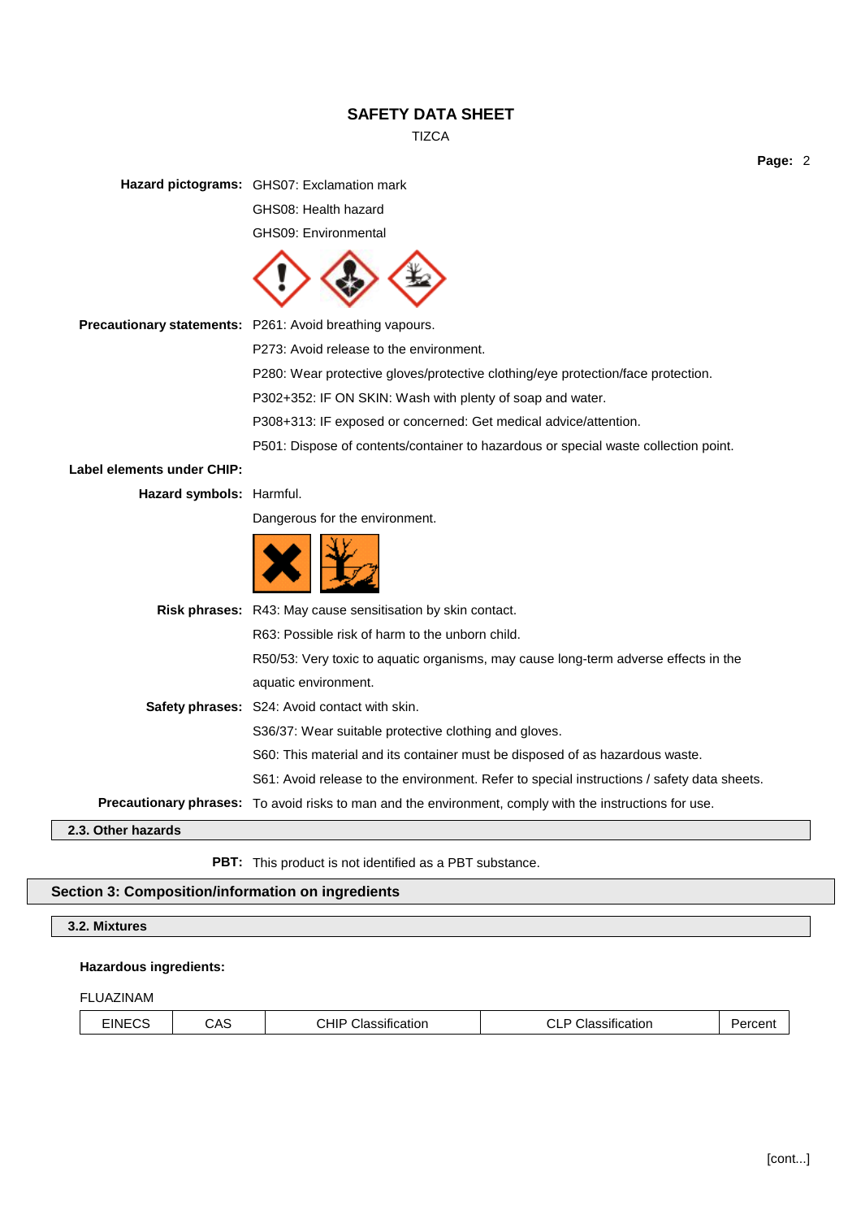**Hazard pictograms:** GHS07: Exclamation mark

GHS08: Health hazard

GHS09: Environmental

**Precautionary statements:** P261: Avoid breathing vapours.

P273: Avoid release to the environment.

P280: Wear protective gloves/protective clothing/eye protection/face protection.

P302+352: IF ON SKIN: Wash with plenty of soap and water.

P308+313: IF exposed or concerned: Get medical advice/attention.

P501: Dispose of contents/container to hazardous or special waste collection point.

**Label elements under CHIP:**

**Hazard symbols:** Harmful.

Dangerous for the environment.

**Risk phrases:** R43: May cause sensitisation by skin contact.

R63: Possible risk of harm to the unborn child.

R50/53: Very toxic to aquatic organisms, may cause long-term adverse effects in the aquatic environment.

**Safety phrases:** S24: Avoid contact with skin.

S36/37: Wear suitable protective clothing and gloves.

S60: This material and its container must be disposed of as hazardous waste.

S61: Avoid release to the environment. Refer to special instructions / safety data sheets.

**Precautionary phrases:** To avoid risks to man and the environment, comply with the instructions for use.

### 2.3. Other hazards

**PBT:** This product is not identified as a PBT substance.

## Section 3: Composition/information on ingredients

### 3.2. Mixtures

**Hazardous ingredients:**

FLUAZINAM

| EINECS | CAS | CHIP Classification | CLP Classification | Percent |
|---|---|---|---|---|

[cont...]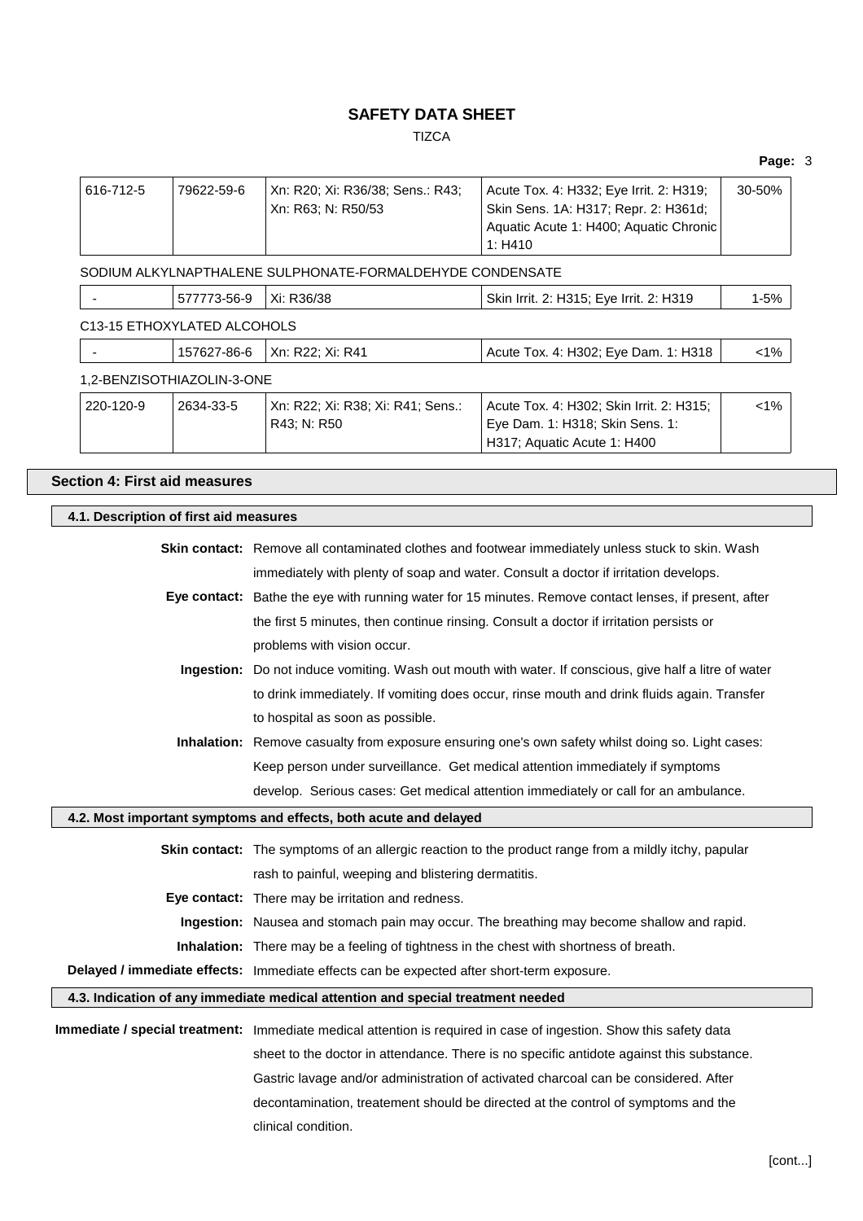| | | | | |
|---|---|---|---|---|
| 616-712-5 | 79622-59-6 | Xn: R20; Xi: R36/38; Sens.: R43; Xn: R63; N: R50/53 | Acute Tox. 4: H332; Eye Irrit. 2: H319; Skin Sens. 1A: H317; Repr. 2: H361d; Aquatic Acute 1: H400; Aquatic Chronic 1: H410 | 30-50% |

SODIUM ALKYLNAPTHALENE SULPHONATE-FORMALDEHYDE CONDENSATE

| | | | | |
|---|---|---|---|---|
| - | 577773-56-9 | Xi: R36/38 | Skin Irrit. 2: H315; Eye Irrit. 2: H319 | 1-5% |

C13-15 ETHOXYLATED ALCOHOLS

| | | | | |
|---|---|---|---|---|
| - | 157627-86-6 | Xn: R22; Xi: R41 | Acute Tox. 4: H302; Eye Dam. 1: H318 | <1% |

1,2-BENZISOTHIAZOLIN-3-ONE

| | | | | |
|---|---|---|---|---|
| 220-120-9 | 2634-33-5 | Xn: R22; Xi: R38; Xi: R41; Sens.: R43; N: R50 | Acute Tox. 4: H302; Skin Irrit. 2: H315; Eye Dam. 1: H318; Skin Sens. 1: H317; Aquatic Acute 1: H400 | <1% |

## Section 4: First aid measures

### 4.1. Description of first aid measures

**Skin contact:** Remove all contaminated clothes and footwear immediately unless stuck to skin. Wash immediately with plenty of soap and water. Consult a doctor if irritation develops.

**Eye contact:** Bathe the eye with running water for 15 minutes. Remove contact lenses, if present, after the first 5 minutes, then continue rinsing. Consult a doctor if irritation persists or problems with vision occur.

**Ingestion:** Do not induce vomiting. Wash out mouth with water. If conscious, give half a litre of water to drink immediately. If vomiting does occur, rinse mouth and drink fluids again. Transfer to hospital as soon as possible.

**Inhalation:** Remove casualty from exposure ensuring one's own safety whilst doing so. Light cases: Keep person under surveillance. Get medical attention immediately if symptoms develop. Serious cases: Get medical attention immediately or call for an ambulance.

### 4.2. Most important symptoms and effects, both acute and delayed

**Skin contact:** The symptoms of an allergic reaction to the product range from a mildly itchy, papular rash to painful, weeping and blistering dermatitis.

**Eye contact:** There may be irritation and redness.

**Ingestion:** Nausea and stomach pain may occur. The breathing may become shallow and rapid.

**Inhalation:** There may be a feeling of tightness in the chest with shortness of breath.

**Delayed / immediate effects:** Immediate effects can be expected after short-term exposure.

### 4.3. Indication of any immediate medical attention and special treatment needed

**Immediate / special treatment:** Immediate medical attention is required in case of ingestion. Show this safety data sheet to the doctor in attendance. There is no specific antidote against this substance. Gastric lavage and/or administration of activated charcoal can be considered. After decontamination, treatement should be directed at the control of symptoms and the clinical condition.

[cont...]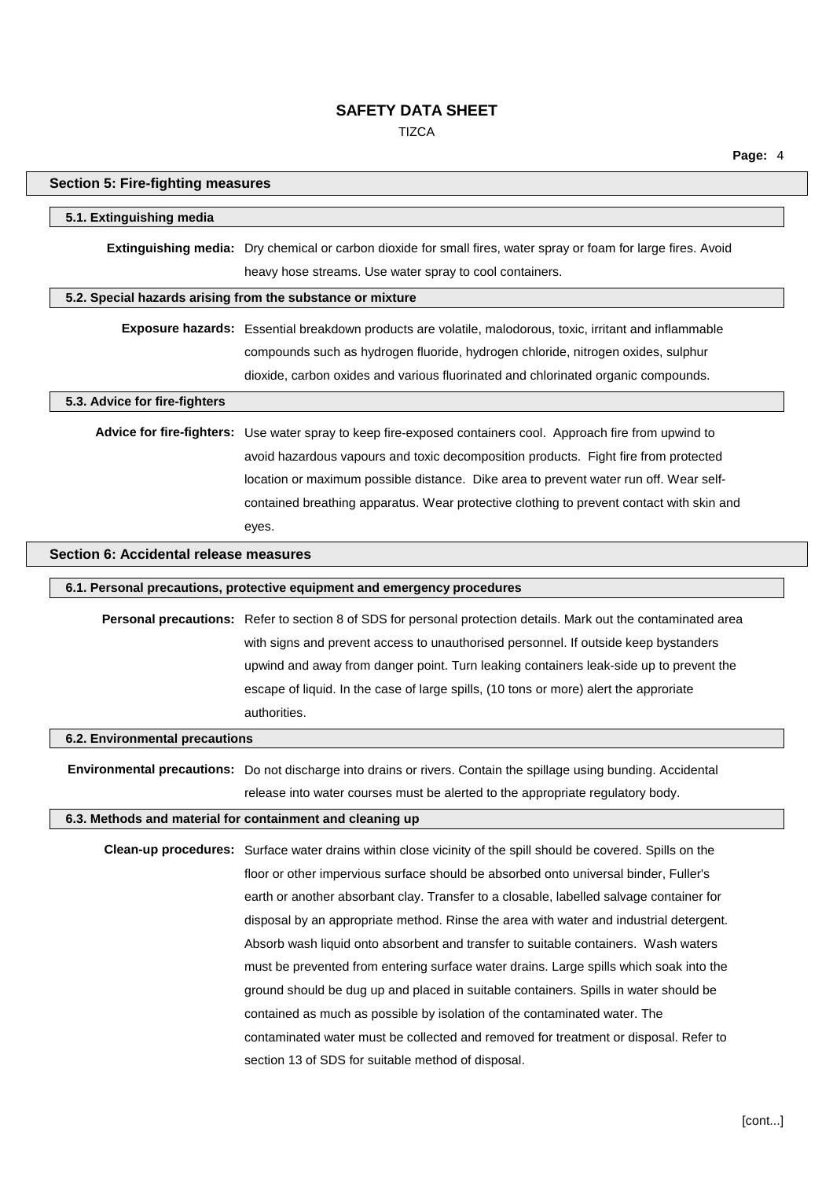## Section 5: Fire-fighting measures

### 5.1. Extinguishing media

**Extinguishing media:** Dry chemical or carbon dioxide for small fires, water spray or foam for large fires. Avoid heavy hose streams. Use water spray to cool containers.

### 5.2. Special hazards arising from the substance or mixture

**Exposure hazards:** Essential breakdown products are volatile, malodorous, toxic, irritant and inflammable compounds such as hydrogen fluoride, hydrogen chloride, nitrogen oxides, sulphur dioxide, carbon oxides and various fluorinated and chlorinated organic compounds.

### 5.3. Advice for fire-fighters

**Advice for fire-fighters:** Use water spray to keep fire-exposed containers cool. Approach fire from upwind to avoid hazardous vapours and toxic decomposition products. Fight fire from protected location or maximum possible distance. Dike area to prevent water run off. Wear self-contained breathing apparatus. Wear protective clothing to prevent contact with skin and eyes.

## Section 6: Accidental release measures

### 6.1. Personal precautions, protective equipment and emergency procedures

**Personal precautions:** Refer to section 8 of SDS for personal protection details. Mark out the contaminated area with signs and prevent access to unauthorised personnel. If outside keep bystanders upwind and away from danger point. Turn leaking containers leak-side up to prevent the escape of liquid. In the case of large spills, (10 tons or more) alert the approriate authorities.

### 6.2. Environmental precautions

**Environmental precautions:** Do not discharge into drains or rivers. Contain the spillage using bunding. Accidental release into water courses must be alerted to the appropriate regulatory body.

### 6.3. Methods and material for containment and cleaning up

**Clean-up procedures:** Surface water drains within close vicinity of the spill should be covered. Spills on the floor or other impervious surface should be absorbed onto universal binder, Fuller's earth or another absorbant clay. Transfer to a closable, labelled salvage container for disposal by an appropriate method. Rinse the area with water and industrial detergent. Absorb wash liquid onto absorbent and transfer to suitable containers. Wash waters must be prevented from entering surface water drains. Large spills which soak into the ground should be dug up and placed in suitable containers. Spills in water should be contained as much as possible by isolation of the contaminated water. The contaminated water must be collected and removed for treatment or disposal. Refer to section 13 of SDS for suitable method of disposal.

[cont...]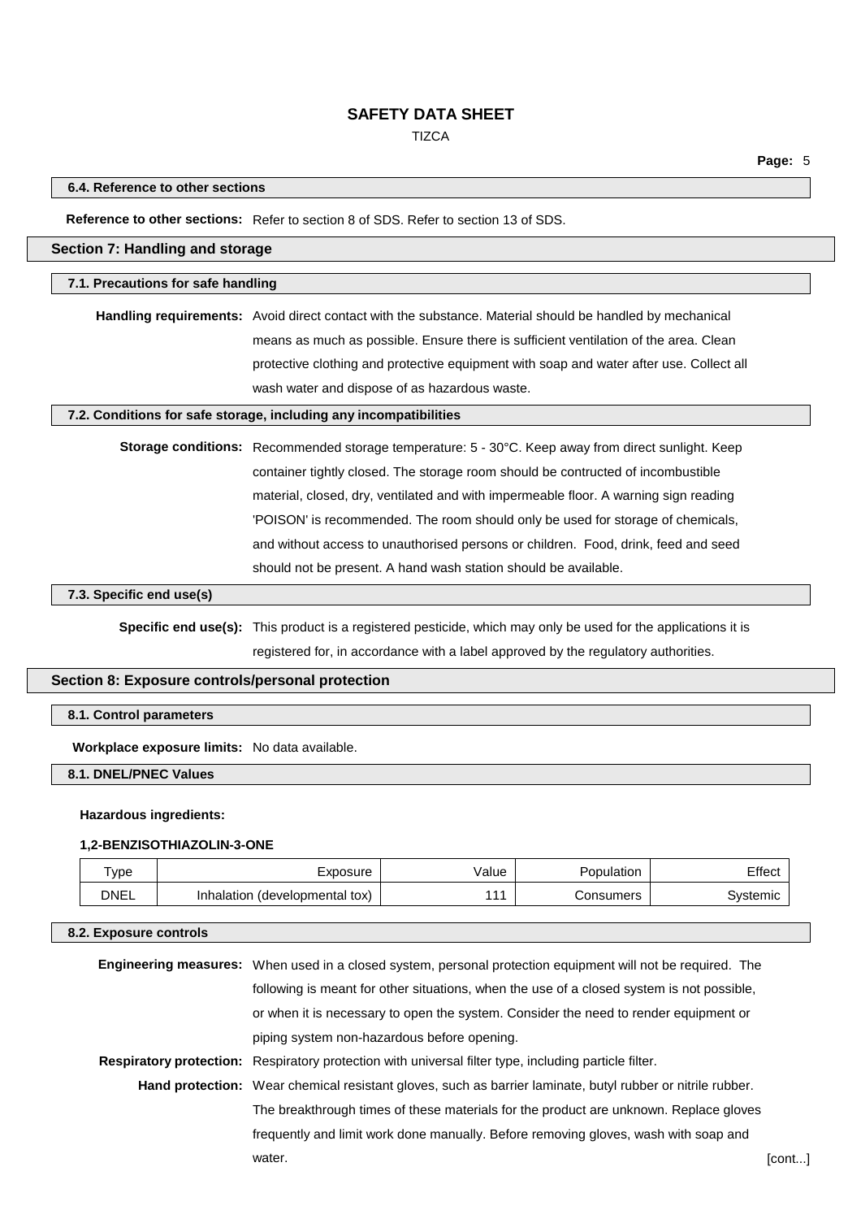#### 6.4. Reference to other sections

**Reference to other sections:** Refer to section 8 of SDS. Refer to section 13 of SDS.

## Section 7: Handling and storage

#### 7.1. Precautions for safe handling

**Handling requirements:** Avoid direct contact with the substance. Material should be handled by mechanical means as much as possible. Ensure there is sufficient ventilation of the area. Clean protective clothing and protective equipment with soap and water after use. Collect all wash water and dispose of as hazardous waste.

#### 7.2. Conditions for safe storage, including any incompatibilities

**Storage conditions:** Recommended storage temperature: 5 - 30°C. Keep away from direct sunlight. Keep container tightly closed. The storage room should be contructed of incombustible material, closed, dry, ventilated and with impermeable floor. A warning sign reading 'POISON' is recommended. The room should only be used for storage of chemicals, and without access to unauthorised persons or children. Food, drink, feed and seed should not be present. A hand wash station should be available.

#### 7.3. Specific end use(s)

**Specific end use(s):** This product is a registered pesticide, which may only be used for the applications it is registered for, in accordance with a label approved by the regulatory authorities.

## Section 8: Exposure controls/personal protection

#### 8.1. Control parameters

**Workplace exposure limits:** No data available.

#### 8.1. DNEL/PNEC Values

**Hazardous ingredients:**

**1,2-BENZISOTHIAZOLIN-3-ONE**

| Type | Exposure | Value | Population | Effect |
|---|---|---|---|---|
| DNEL | Inhalation (developmental tox) | 111 | Consumers | Systemic |

#### 8.2. Exposure controls

**Engineering measures:** When used in a closed system, personal protection equipment will not be required. The following is meant for other situations, when the use of a closed system is not possible, or when it is necessary to open the system. Consider the need to render equipment or piping system non-hazardous before opening.

**Respiratory protection:** Respiratory protection with universal filter type, including particle filter.

**Hand protection:** Wear chemical resistant gloves, such as barrier laminate, butyl rubber or nitrile rubber. The breakthrough times of these materials for the product are unknown. Replace gloves frequently and limit work done manually. Before removing gloves, wash with soap and water.

[cont...]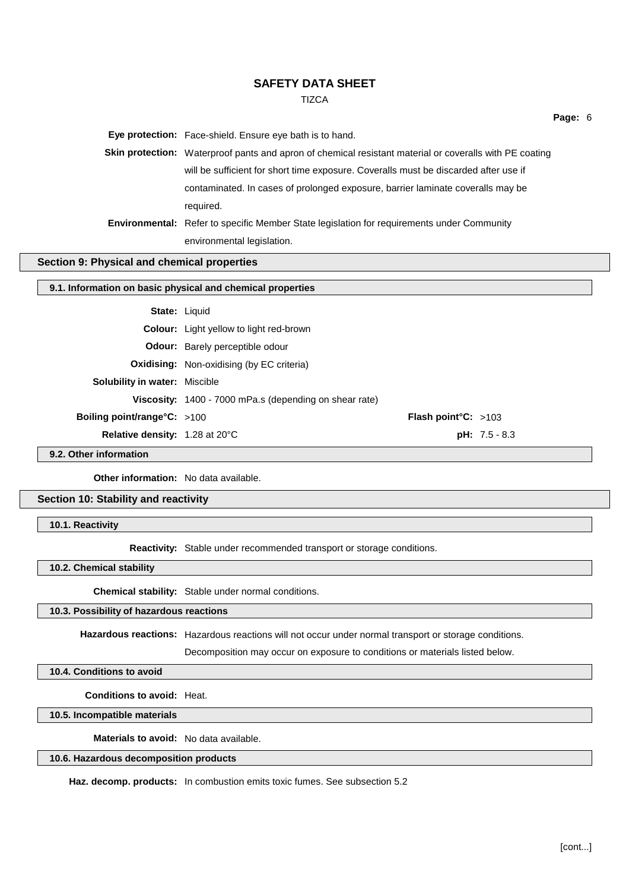**Eye protection:** Face-shield. Ensure eye bath is to hand.

**Skin protection:** Waterproof pants and apron of chemical resistant material or coveralls with PE coating will be sufficient for short time exposure. Coveralls must be discarded after use if contaminated. In cases of prolonged exposure, barrier laminate coveralls may be required.

**Environmental:** Refer to specific Member State legislation for requirements under Community environmental legislation.

## Section 9: Physical and chemical properties

### 9.1. Information on basic physical and chemical properties

**State:** Liquid

**Colour:** Light yellow to light red-brown

**Odour:** Barely perceptible odour

**Oxidising:** Non-oxidising (by EC criteria)

**Solubility in water:** Miscible

**Viscosity:** 1400 - 7000 mPa.s (depending on shear rate)

**Boiling point/range°C:** >100

**Flash point°C:** >103

**Relative density:** 1.28 at 20°C

**pH:** 7.5 - 8.3

### 9.2. Other information

**Other information:** No data available.

## Section 10: Stability and reactivity

### 10.1. Reactivity

**Reactivity:** Stable under recommended transport or storage conditions.

### 10.2. Chemical stability

**Chemical stability:** Stable under normal conditions.

### 10.3. Possibility of hazardous reactions

**Hazardous reactions:** Hazardous reactions will not occur under normal transport or storage conditions. Decomposition may occur on exposure to conditions or materials listed below.

### 10.4. Conditions to avoid

**Conditions to avoid:** Heat.

### 10.5. Incompatible materials

**Materials to avoid:** No data available.

### 10.6. Hazardous decomposition products

**Haz. decomp. products:** In combustion emits toxic fumes. See subsection 5.2

[cont...]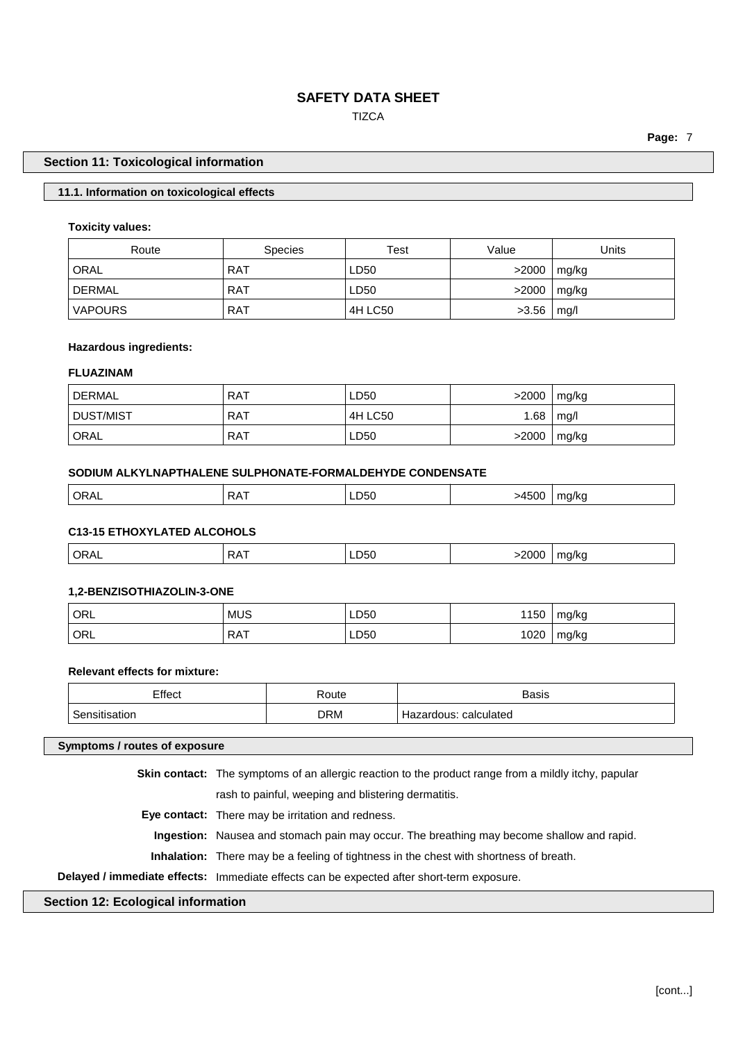## Section 11: Toxicological information

### 11.1. Information on toxicological effects

**Toxicity values:**

| Route | Species | Test | Value | Units |
|---|---|---|---|---|
| ORAL | RAT | LD50 | >2000 | mg/kg |
| DERMAL | RAT | LD50 | >2000 | mg/kg |
| VAPOURS | RAT | 4H LC50 | >3.56 | mg/l |

**Hazardous ingredients:**

**FLUAZINAM**

| | | | | |
|---|---|---|---|---|
| DERMAL | RAT | LD50 | >2000 | mg/kg |
| DUST/MIST | RAT | 4H LC50 | 1.68 | mg/l |
| ORAL | RAT | LD50 | >2000 | mg/kg |

**SODIUM ALKYLNAPTHALENE SULPHONATE-FORMALDEHYDE CONDENSATE**

| | | | | |
|---|---|---|---|---|
| ORAL | RAT | LD50 | >4500 | mg/kg |

**C13-15 ETHOXYLATED ALCOHOLS**

| | | | | |
|---|---|---|---|---|
| ORAL | RAT | LD50 | >2000 | mg/kg |

**1,2-BENZISOTHIAZOLIN-3-ONE**

| | | | | |
|---|---|---|---|---|
| ORL | MUS | LD50 | 1150 | mg/kg |
| ORL | RAT | LD50 | 1020 | mg/kg |

**Relevant effects for mixture:**

| Effect | Route | Basis |
|---|---|---|
| Sensitisation | DRM | Hazardous: calculated |

### Symptoms / routes of exposure

**Skin contact:** The symptoms of an allergic reaction to the product range from a mildly itchy, papular rash to painful, weeping and blistering dermatitis.

**Eye contact:** There may be irritation and redness.

**Ingestion:** Nausea and stomach pain may occur. The breathing may become shallow and rapid.

**Inhalation:** There may be a feeling of tightness in the chest with shortness of breath.

**Delayed / immediate effects:** Immediate effects can be expected after short-term exposure.

## Section 12: Ecological information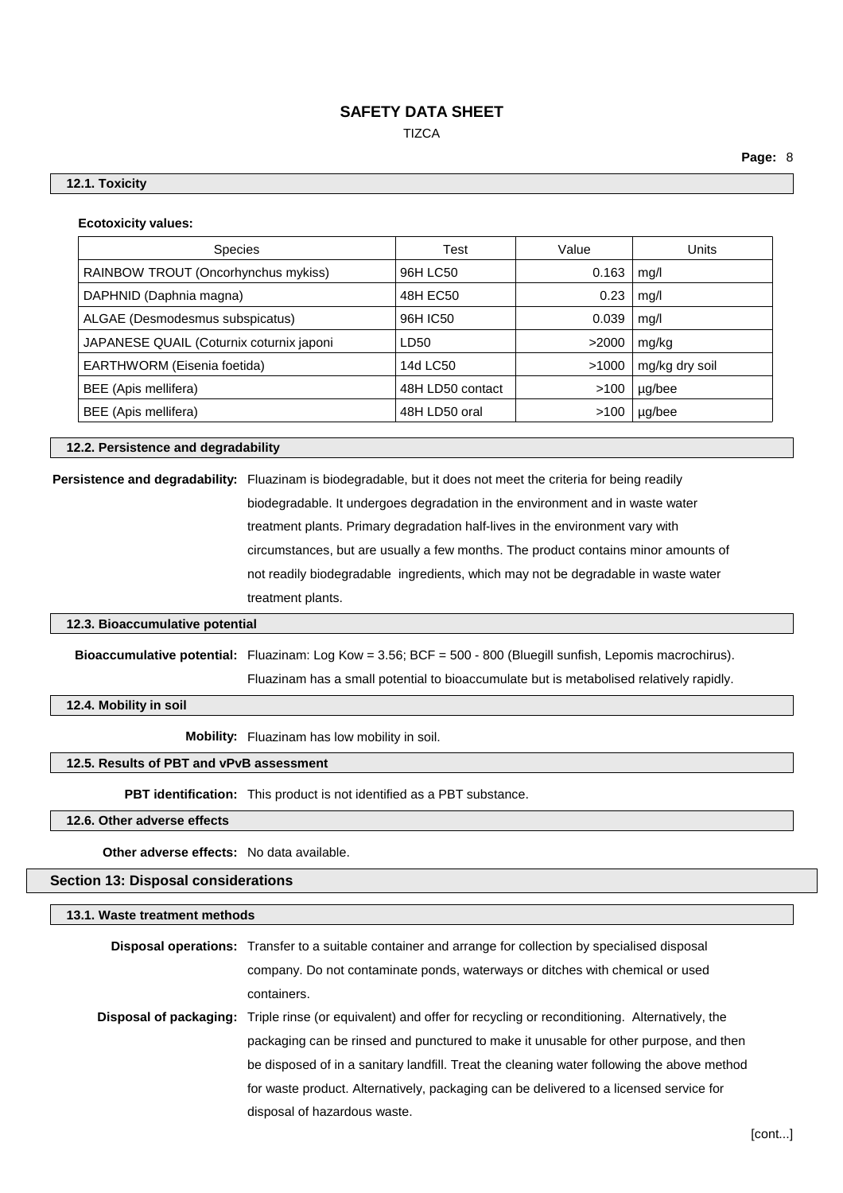### 12.1. Toxicity

**Ecotoxicity values:**

| Species | Test | Value | Units |
|---|---|---|---|
| RAINBOW TROUT (Oncorhynchus mykiss) | 96H LC50 | 0.163 | mg/l |
| DAPHNID (Daphnia magna) | 48H EC50 | 0.23 | mg/l |
| ALGAE (Desmodesmus subspicatus) | 96H IC50 | 0.039 | mg/l |
| JAPANESE QUAIL (Coturnix coturnix japoni | LD50 | >2000 | mg/kg |
| EARTHWORM (Eisenia foetida) | 14d LC50 | >1000 | mg/kg dry soil |
| BEE (Apis mellifera) | 48H LD50 contact | >100 | µg/bee |
| BEE (Apis mellifera) | 48H LD50 oral | >100 | µg/bee |

### 12.2. Persistence and degradability

**Persistence and degradability:** Fluazinam is biodegradable, but it does not meet the criteria for being readily biodegradable. It undergoes degradation in the environment and in waste water treatment plants. Primary degradation half-lives in the environment vary with circumstances, but are usually a few months. The product contains minor amounts of not readily biodegradable ingredients, which may not be degradable in waste water treatment plants.

### 12.3. Bioaccumulative potential

**Bioaccumulative potential:** Fluazinam: Log Kow = 3.56; BCF = 500 - 800 (Bluegill sunfish, Lepomis macrochirus). Fluazinam has a small potential to bioaccumulate but is metabolised relatively rapidly.

### 12.4. Mobility in soil

**Mobility:** Fluazinam has low mobility in soil.

### 12.5. Results of PBT and vPvB assessment

**PBT identification:** This product is not identified as a PBT substance.

### 12.6. Other adverse effects

**Other adverse effects:** No data available.

## Section 13: Disposal considerations

### 13.1. Waste treatment methods

**Disposal operations:** Transfer to a suitable container and arrange for collection by specialised disposal company. Do not contaminate ponds, waterways or ditches with chemical or used containers.

**Disposal of packaging:** Triple rinse (or equivalent) and offer for recycling or reconditioning. Alternatively, the packaging can be rinsed and punctured to make it unusable for other purpose, and then be disposed of in a sanitary landfill. Treat the cleaning water following the above method for waste product. Alternatively, packaging can be delivered to a licensed service for disposal of hazardous waste.

[cont...]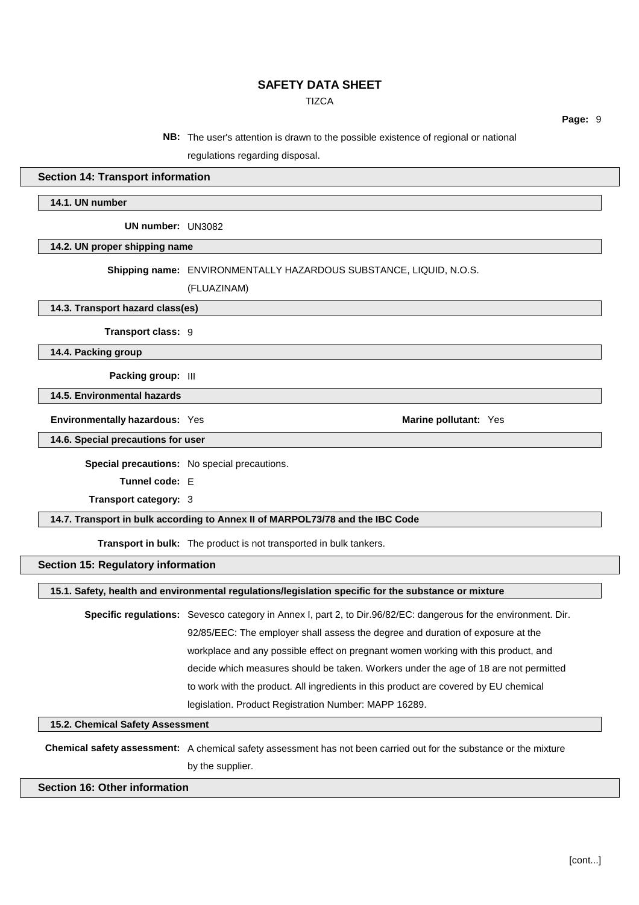**NB:** The user's attention is drawn to the possible existence of regional or national regulations regarding disposal.

## Section 14: Transport information

### 14.1. UN number

**UN number:** UN3082

### 14.2. UN proper shipping name

**Shipping name:** ENVIRONMENTALLY HAZARDOUS SUBSTANCE, LIQUID, N.O.S. (FLUAZINAM)

### 14.3. Transport hazard class(es)

**Transport class:** 9

### 14.4. Packing group

**Packing group:** III

### 14.5. Environmental hazards

**Environmentally hazardous:** Yes

**Marine pollutant:** Yes

### 14.6. Special precautions for user

**Special precautions:** No special precautions.

**Tunnel code:** E

**Transport category:** 3

### 14.7. Transport in bulk according to Annex II of MARPOL73/78 and the IBC Code

**Transport in bulk:** The product is not transported in bulk tankers.

## Section 15: Regulatory information

### 15.1. Safety, health and environmental regulations/legislation specific for the substance or mixture

**Specific regulations:** Sevesco category in Annex I, part 2, to Dir.96/82/EC: dangerous for the environment. Dir. 92/85/EEC: The employer shall assess the degree and duration of exposure at the workplace and any possible effect on pregnant women working with this product, and decide which measures should be taken. Workers under the age of 18 are not permitted to work with the product. All ingredients in this product are covered by EU chemical legislation. Product Registration Number: MAPP 16289.

### 15.2. Chemical Safety Assessment

**Chemical safety assessment:** A chemical safety assessment has not been carried out for the substance or the mixture by the supplier.

## Section 16: Other information

[cont...]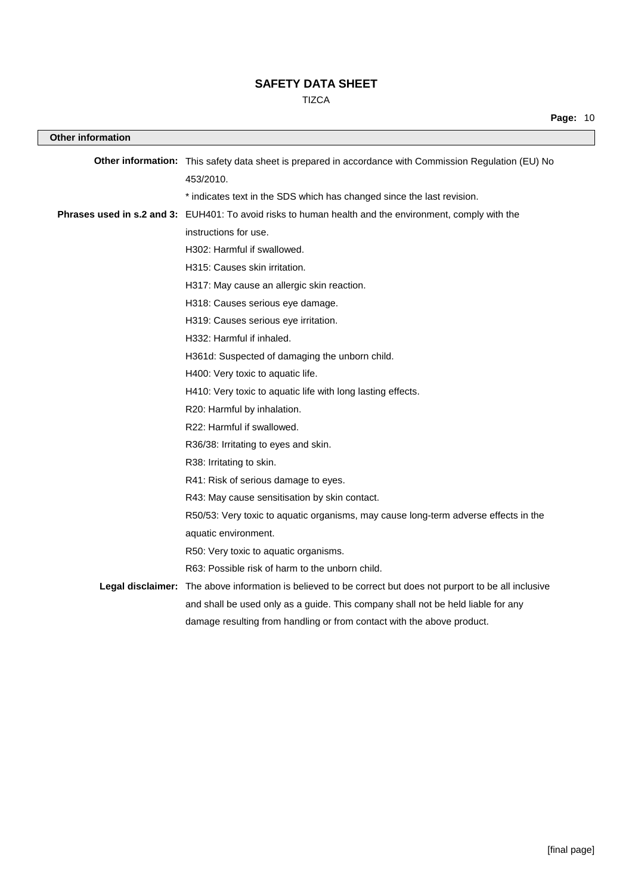## Other information

**Other information:** This safety data sheet is prepared in accordance with Commission Regulation (EU) No 453/2010.

* indicates text in the SDS which has changed since the last revision.

**Phrases used in s.2 and 3:** EUH401: To avoid risks to human health and the environment, comply with the instructions for use.

H302: Harmful if swallowed.

H315: Causes skin irritation.

H317: May cause an allergic skin reaction.

H318: Causes serious eye damage.

H319: Causes serious eye irritation.

H332: Harmful if inhaled.

H361d: Suspected of damaging the unborn child.

H400: Very toxic to aquatic life.

H410: Very toxic to aquatic life with long lasting effects.

R20: Harmful by inhalation.

R22: Harmful if swallowed.

R36/38: Irritating to eyes and skin.

R38: Irritating to skin.

R41: Risk of serious damage to eyes.

R43: May cause sensitisation by skin contact.

R50/53: Very toxic to aquatic organisms, may cause long-term adverse effects in the aquatic environment.

R50: Very toxic to aquatic organisms.

R63: Possible risk of harm to the unborn child.

**Legal disclaimer:** The above information is believed to be correct but does not purport to be all inclusive and shall be used only as a guide. This company shall not be held liable for any damage resulting from handling or from contact with the above product.

[final page]